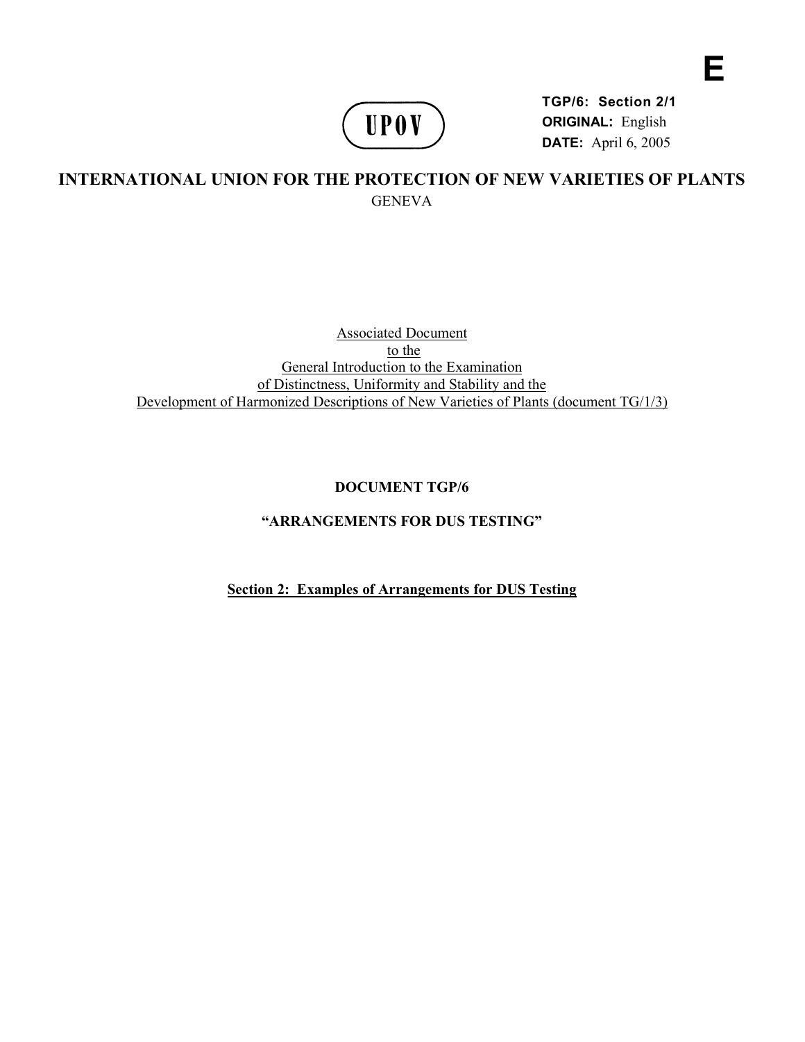E

UPOV

**TGP/6: Section 2/1**
**ORIGINAL:** English
**DATE:** April 6, 2005

# INTERNATIONAL UNION FOR THE PROTECTION OF NEW VARIETIES OF PLANTS

GENEVA

Associated Document
to the
General Introduction to the Examination
of Distinctness, Uniformity and Stability and the
Development of Harmonized Descriptions of New Varieties of Plants (document TG/1/3)

## DOCUMENT TGP/6

## "ARRANGEMENTS FOR DUS TESTING"

### Section 2: Examples of Arrangements for DUS Testing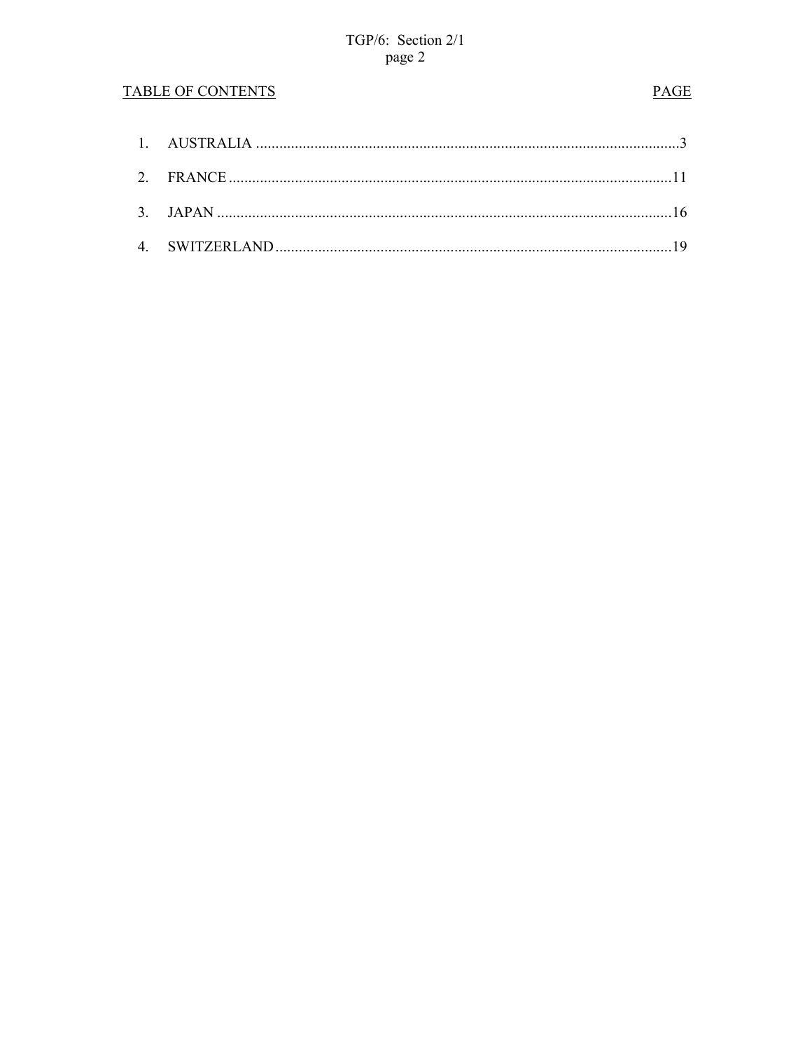TABLE OF CONTENTS | PAGE

1. AUSTRALIA ....................................................................................................3
2. FRANCE ........................................................................................................11
3. JAPAN ...........................................................................................................16
4. SWITZERLAND ............................................................................................19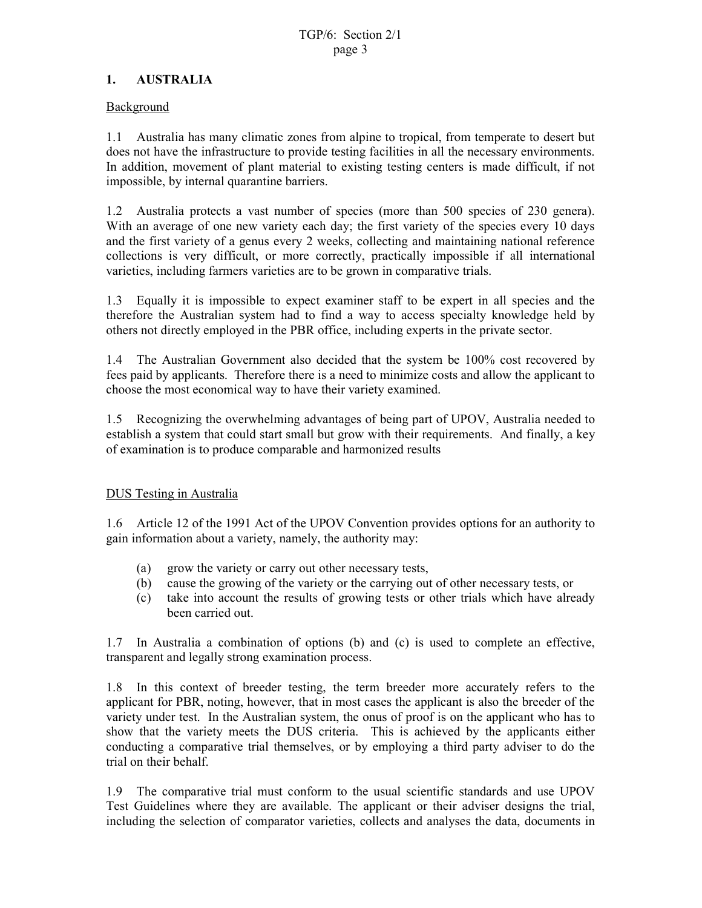## 1. AUSTRALIA

Background

1.1 Australia has many climatic zones from alpine to tropical, from temperate to desert but does not have the infrastructure to provide testing facilities in all the necessary environments. In addition, movement of plant material to existing testing centers is made difficult, if not impossible, by internal quarantine barriers.

1.2 Australia protects a vast number of species (more than 500 species of 230 genera). With an average of one new variety each day; the first variety of the species every 10 days and the first variety of a genus every 2 weeks, collecting and maintaining national reference collections is very difficult, or more correctly, practically impossible if all international varieties, including farmers varieties are to be grown in comparative trials.

1.3 Equally it is impossible to expect examiner staff to be expert in all species and the therefore the Australian system had to find a way to access specialty knowledge held by others not directly employed in the PBR office, including experts in the private sector.

1.4 The Australian Government also decided that the system be 100% cost recovered by fees paid by applicants. Therefore there is a need to minimize costs and allow the applicant to choose the most economical way to have their variety examined.

1.5 Recognizing the overwhelming advantages of being part of UPOV, Australia needed to establish a system that could start small but grow with their requirements. And finally, a key of examination is to produce comparable and harmonized results

DUS Testing in Australia

1.6 Article 12 of the 1991 Act of the UPOV Convention provides options for an authority to gain information about a variety, namely, the authority may:

(a) grow the variety or carry out other necessary tests,
(b) cause the growing of the variety or the carrying out of other necessary tests, or
(c) take into account the results of growing tests or other trials which have already been carried out.

1.7 In Australia a combination of options (b) and (c) is used to complete an effective, transparent and legally strong examination process.

1.8 In this context of breeder testing, the term breeder more accurately refers to the applicant for PBR, noting, however, that in most cases the applicant is also the breeder of the variety under test. In the Australian system, the onus of proof is on the applicant who has to show that the variety meets the DUS criteria. This is achieved by the applicants either conducting a comparative trial themselves, or by employing a third party adviser to do the trial on their behalf.

1.9 The comparative trial must conform to the usual scientific standards and use UPOV Test Guidelines where they are available. The applicant or their adviser designs the trial, including the selection of comparator varieties, collects and analyses the data, documents in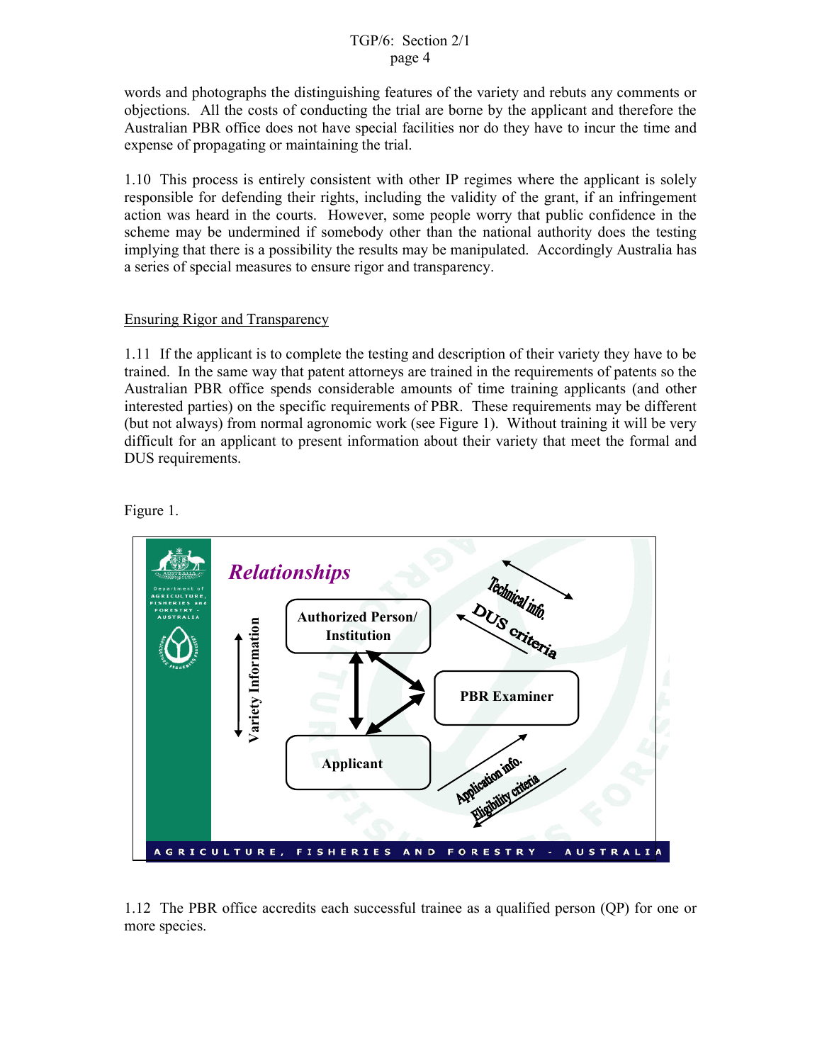words and photographs the distinguishing features of the variety and rebuts any comments or objections. All the costs of conducting the trial are borne by the applicant and therefore the Australian PBR office does not have special facilities nor do they have to incur the time and expense of propagating or maintaining the trial.

1.10 This process is entirely consistent with other IP regimes where the applicant is solely responsible for defending their rights, including the validity of the grant, if an infringement action was heard in the courts. However, some people worry that public confidence in the scheme may be undermined if somebody other than the national authority does the testing implying that there is a possibility the results may be manipulated. Accordingly Australia has a series of special measures to ensure rigor and transparency.

Ensuring Rigor and Transparency

1.11 If the applicant is to complete the testing and description of their variety they have to be trained. In the same way that patent attorneys are trained in the requirements of patents so the Australian PBR office spends considerable amounts of time training applicants (and other interested parties) on the specific requirements of PBR. These requirements may be different (but not always) from normal agronomic work (see Figure 1). Without training it will be very difficult for an applicant to present information about their variety that meet the formal and DUS requirements.

Figure 1.

1.12 The PBR office accredits each successful trainee as a qualified person (QP) for one or more species.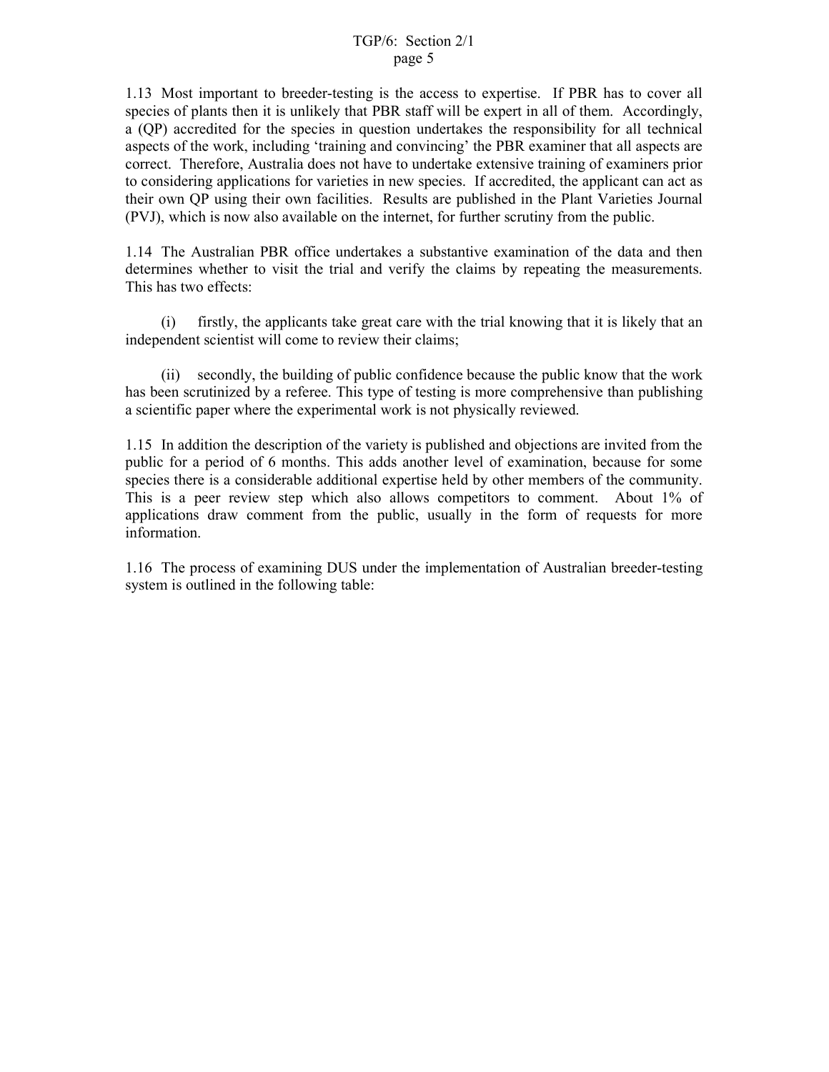1.13 Most important to breeder-testing is the access to expertise. If PBR has to cover all species of plants then it is unlikely that PBR staff will be expert in all of them. Accordingly, a (QP) accredited for the species in question undertakes the responsibility for all technical aspects of the work, including 'training and convincing' the PBR examiner that all aspects are correct. Therefore, Australia does not have to undertake extensive training of examiners prior to considering applications for varieties in new species. If accredited, the applicant can act as their own QP using their own facilities. Results are published in the Plant Varieties Journal (PVJ), which is now also available on the internet, for further scrutiny from the public.

1.14 The Australian PBR office undertakes a substantive examination of the data and then determines whether to visit the trial and verify the claims by repeating the measurements. This has two effects:

(i) firstly, the applicants take great care with the trial knowing that it is likely that an independent scientist will come to review their claims;

(ii) secondly, the building of public confidence because the public know that the work has been scrutinized by a referee. This type of testing is more comprehensive than publishing a scientific paper where the experimental work is not physically reviewed.

1.15 In addition the description of the variety is published and objections are invited from the public for a period of 6 months. This adds another level of examination, because for some species there is a considerable additional expertise held by other members of the community. This is a peer review step which also allows competitors to comment. About 1% of applications draw comment from the public, usually in the form of requests for more information.

1.16 The process of examining DUS under the implementation of Australian breeder-testing system is outlined in the following table: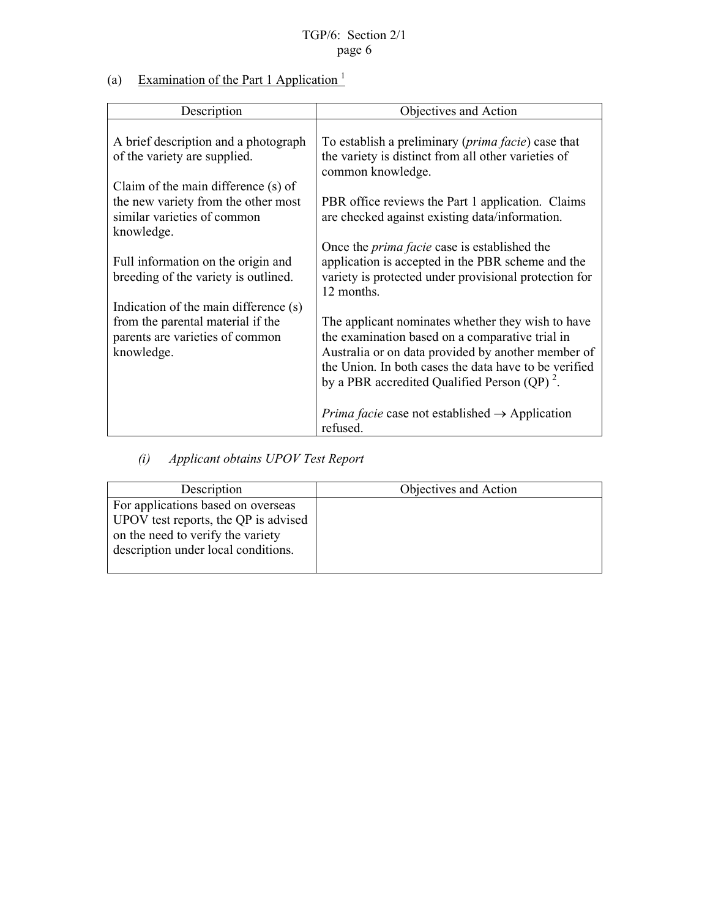(a) Examination of the Part 1 Application [1]

| Description | Objectives and Action |
|---|---|
| A brief description and a photograph of the variety are supplied.<br><br>Claim of the main difference (s) of the new variety from the other most similar varieties of common knowledge.<br><br>Full information on the origin and breeding of the variety is outlined.<br><br>Indication of the main difference (s) from the parental material if the parents are varieties of common knowledge. | To establish a preliminary (*prima facie*) case that the variety is distinct from all other varieties of common knowledge.<br><br>PBR office reviews the Part 1 application. Claims are checked against existing data/information.<br><br>Once the *prima facie* case is established the application is accepted in the PBR scheme and the variety is protected under provisional protection for 12 months.<br><br>The applicant nominates whether they wish to have the examination based on a comparative trial in Australia or on data provided by another member of the Union. In both cases the data have to be verified by a PBR accredited Qualified Person (QP) [2].<br><br>*Prima facie* case not established → Application refused. |

*(i) Applicant obtains UPOV Test Report*

| Description | Objectives and Action |
|---|---|
| For applications based on overseas UPOV test reports, the QP is advised on the need to verify the variety description under local conditions. | |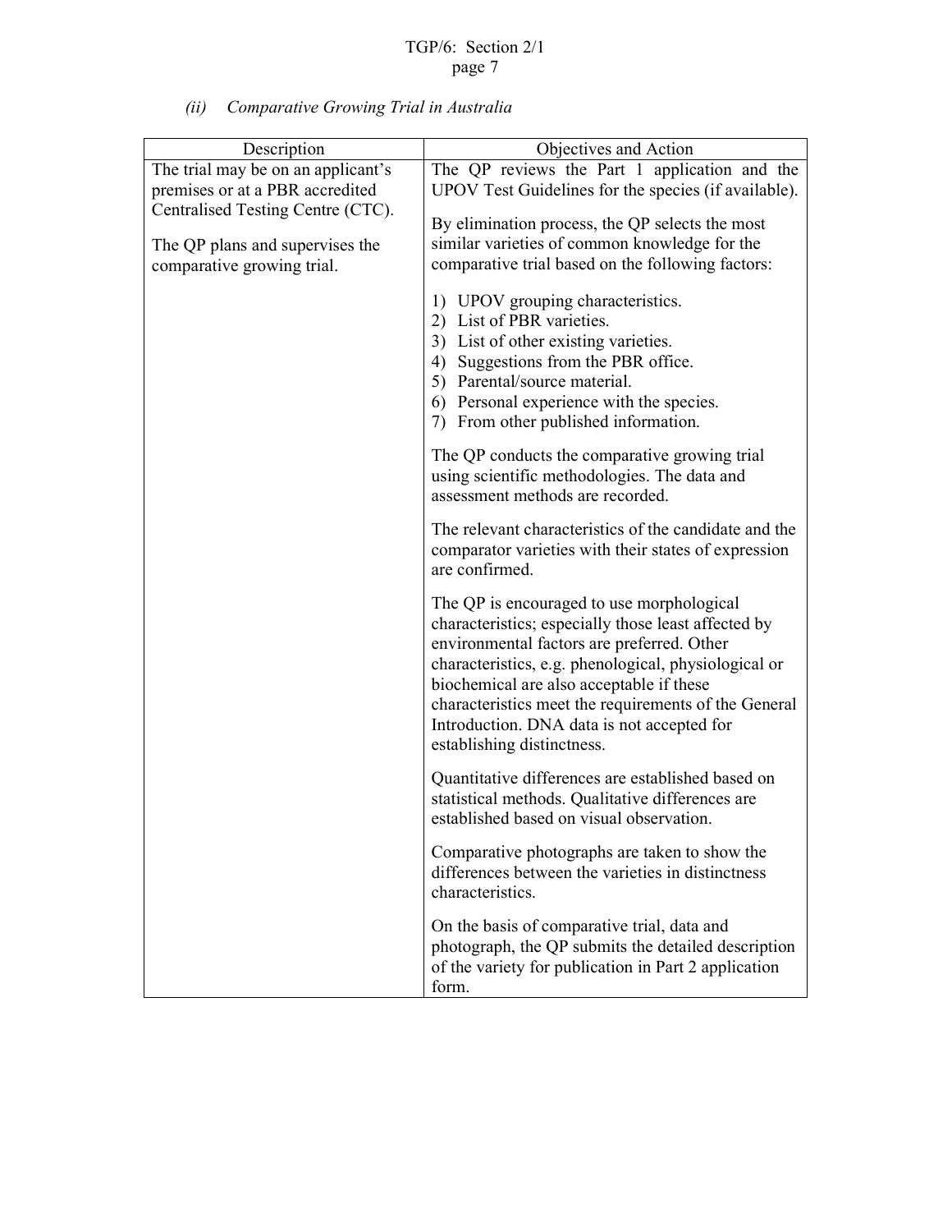*(ii) Comparative Growing Trial in Australia*

| Description | Objectives and Action |
|---|---|
| The trial may be on an applicant's premises or at a PBR accredited Centralised Testing Centre (CTC).<br><br>The QP plans and supervises the comparative growing trial. | The QP reviews the Part 1 application and the UPOV Test Guidelines for the species (if available).<br><br>By elimination process, the QP selects the most similar varieties of common knowledge for the comparative trial based on the following factors:<br><br>1) UPOV grouping characteristics.<br>2) List of PBR varieties.<br>3) List of other existing varieties.<br>4) Suggestions from the PBR office.<br>5) Parental/source material.<br>6) Personal experience with the species.<br>7) From other published information.<br><br>The QP conducts the comparative growing trial using scientific methodologies. The data and assessment methods are recorded.<br><br>The relevant characteristics of the candidate and the comparator varieties with their states of expression are confirmed.<br><br>The QP is encouraged to use morphological characteristics; especially those least affected by environmental factors are preferred. Other characteristics, e.g. phenological, physiological or biochemical are also acceptable if these characteristics meet the requirements of the General Introduction. DNA data is not accepted for establishing distinctness.<br><br>Quantitative differences are established based on statistical methods. Qualitative differences are established based on visual observation.<br><br>Comparative photographs are taken to show the differences between the varieties in distinctness characteristics.<br><br>On the basis of comparative trial, data and photograph, the QP submits the detailed description of the variety for publication in Part 2 application form. |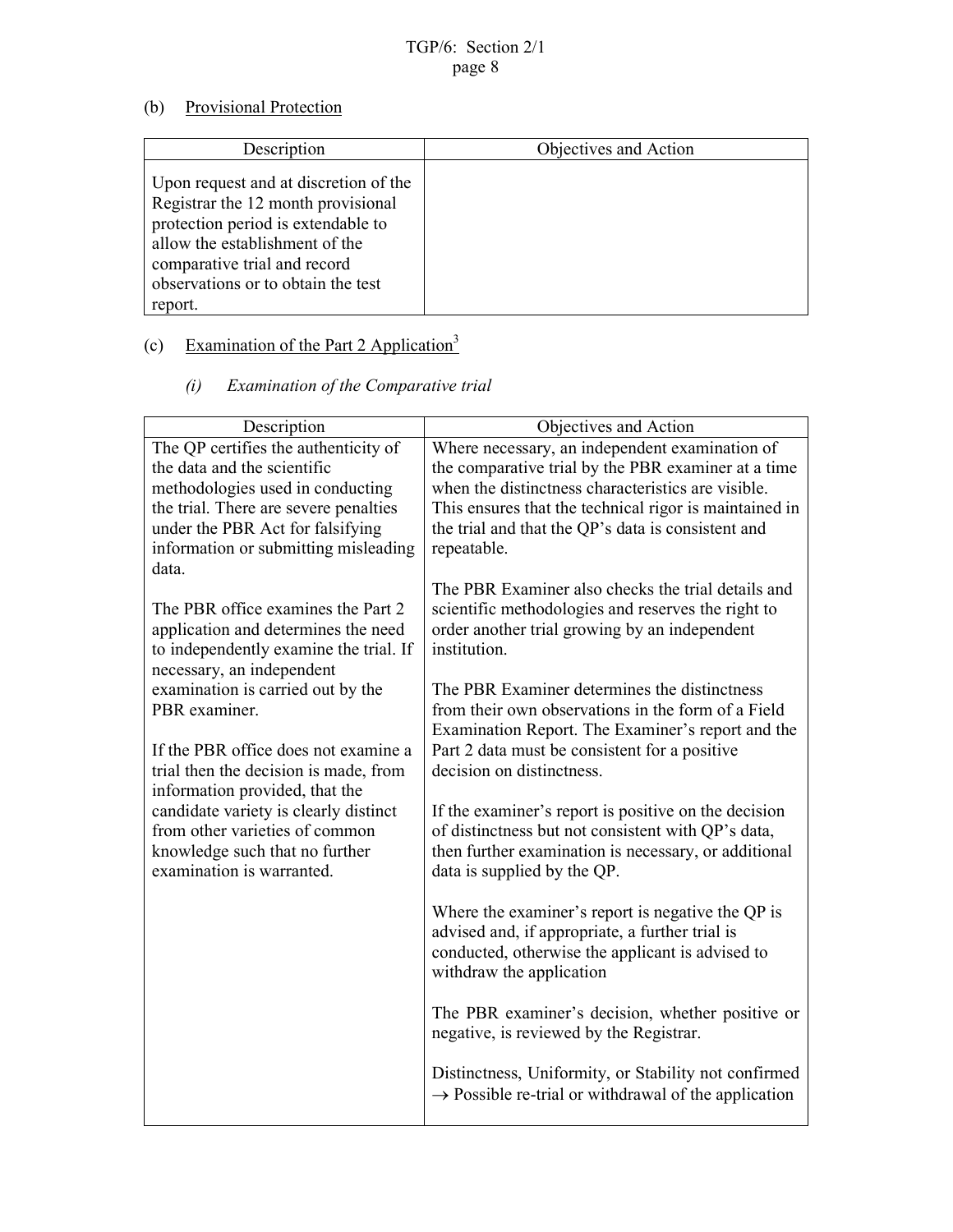(b) Provisional Protection

| Description | Objectives and Action |
|---|---|
| Upon request and at discretion of the Registrar the 12 month provisional protection period is extendable to allow the establishment of the comparative trial and record observations or to obtain the test report. | |

(c) Examination of the Part 2 Application[3]

*(i) Examination of the Comparative trial*

| Description | Objectives and Action |
|---|---|
| The QP certifies the authenticity of the data and the scientific methodologies used in conducting the trial. There are severe penalties under the PBR Act for falsifying information or submitting misleading data.<br><br>The PBR office examines the Part 2 application and determines the need to independently examine the trial. If necessary, an independent examination is carried out by the PBR examiner.<br><br>If the PBR office does not examine a trial then the decision is made, from information provided, that the candidate variety is clearly distinct from other varieties of common knowledge such that no further examination is warranted. | Where necessary, an independent examination of the comparative trial by the PBR examiner at a time when the distinctness characteristics are visible. This ensures that the technical rigor is maintained in the trial and that the QP's data is consistent and repeatable.<br><br>The PBR Examiner also checks the trial details and scientific methodologies and reserves the right to order another trial growing by an independent institution.<br><br>The PBR Examiner determines the distinctness from their own observations in the form of a Field Examination Report. The Examiner's report and the Part 2 data must be consistent for a positive decision on distinctness.<br><br>If the examiner's report is positive on the decision of distinctness but not consistent with QP's data, then further examination is necessary, or additional data is supplied by the QP.<br><br>Where the examiner's report is negative the QP is advised and, if appropriate, a further trial is conducted, otherwise the applicant is advised to withdraw the application<br><br>The PBR examiner's decision, whether positive or negative, is reviewed by the Registrar.<br><br>Distinctness, Uniformity, or Stability not confirmed → Possible re-trial or withdrawal of the application |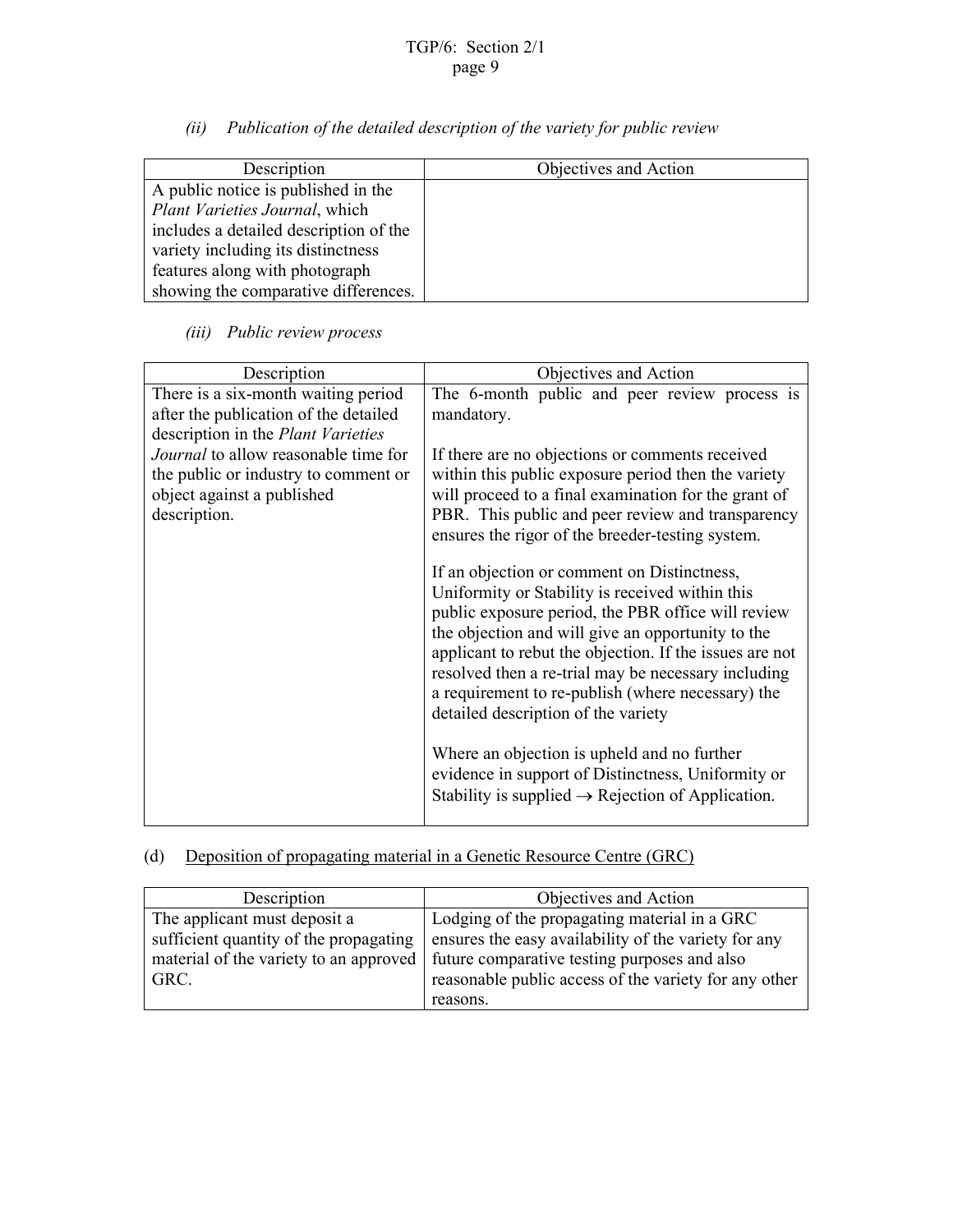*(ii) Publication of the detailed description of the variety for public review*

| Description | Objectives and Action |
| --- | --- |
| A public notice is published in the *Plant Varieties Journal*, which includes a detailed description of the variety including its distinctness features along with photograph showing the comparative differences. | |

*(iii) Public review process*

| Description | Objectives and Action |
| --- | --- |
| There is a six-month waiting period after the publication of the detailed description in the *Plant Varieties Journal* to allow reasonable time for the public or industry to comment or object against a published description. | The 6-month public and peer review process is mandatory.<br><br>If there are no objections or comments received within this public exposure period then the variety will proceed to a final examination for the grant of PBR. This public and peer review and transparency ensures the rigor of the breeder-testing system.<br><br>If an objection or comment on Distinctness, Uniformity or Stability is received within this public exposure period, the PBR office will review the objection and will give an opportunity to the applicant to rebut the objection. If the issues are not resolved then a re-trial may be necessary including a requirement to re-publish (where necessary) the detailed description of the variety<br><br>Where an objection is upheld and no further evidence in support of Distinctness, Uniformity or Stability is supplied → Rejection of Application. |

(d) Deposition of propagating material in a Genetic Resource Centre (GRC)

| Description | Objectives and Action |
| --- | --- |
| The applicant must deposit a sufficient quantity of the propagating material of the variety to an approved GRC. | Lodging of the propagating material in a GRC ensures the easy availability of the variety for any future comparative testing purposes and also reasonable public access of the variety for any other reasons. |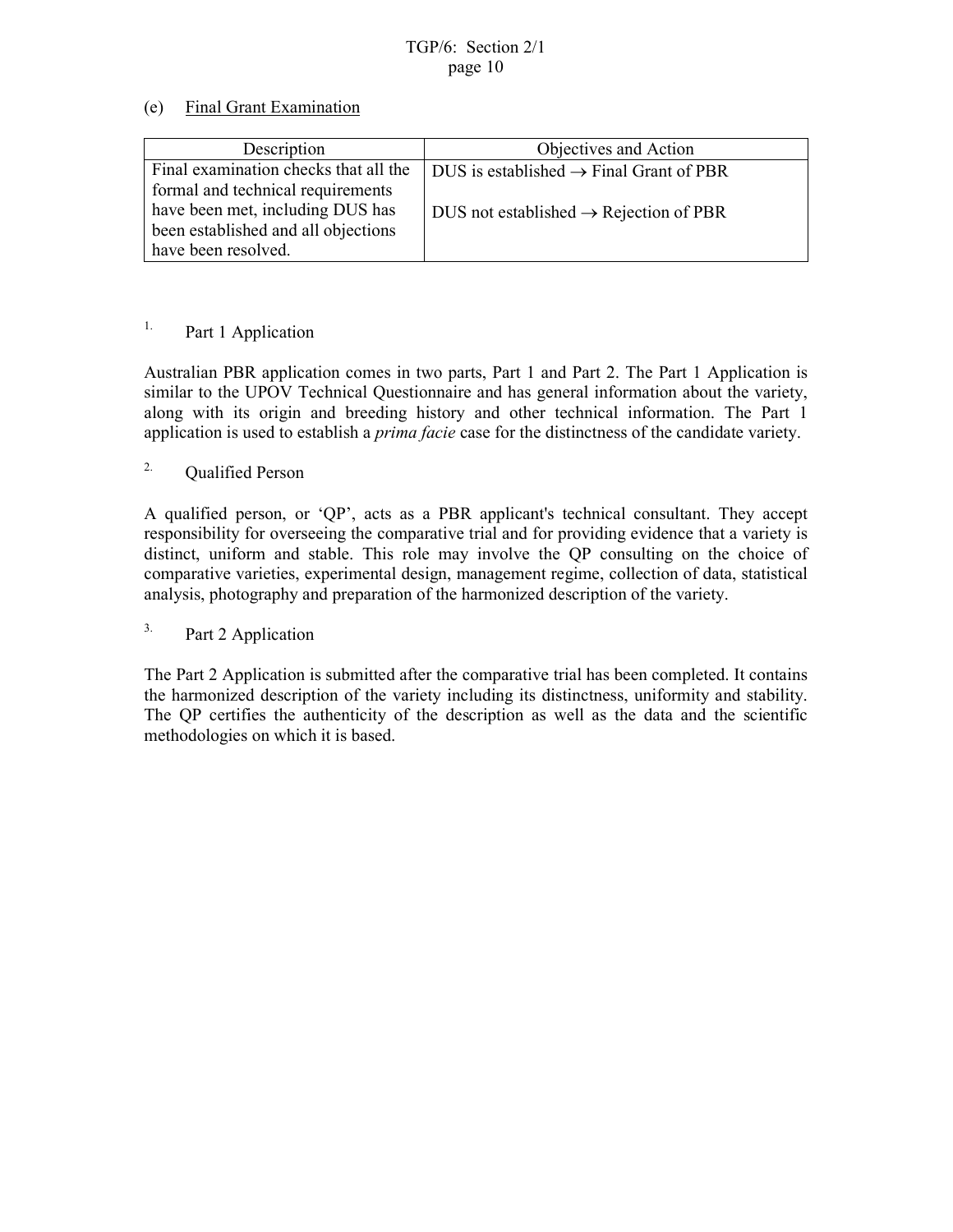(e) Final Grant Examination

| Description | Objectives and Action |
| --- | --- |
| Final examination checks that all the formal and technical requirements have been met, including DUS has been established and all objections have been resolved. | DUS is established → Final Grant of PBR<br><br>DUS not established → Rejection of PBR |

[1.] Part 1 Application

Australian PBR application comes in two parts, Part 1 and Part 2. The Part 1 Application is similar to the UPOV Technical Questionnaire and has general information about the variety, along with its origin and breeding history and other technical information. The Part 1 application is used to establish a *prima facie* case for the distinctness of the candidate variety.

[2.] Qualified Person

A qualified person, or 'QP', acts as a PBR applicant's technical consultant. They accept responsibility for overseeing the comparative trial and for providing evidence that a variety is distinct, uniform and stable. This role may involve the QP consulting on the choice of comparative varieties, experimental design, management regime, collection of data, statistical analysis, photography and preparation of the harmonized description of the variety.

[3.] Part 2 Application

The Part 2 Application is submitted after the comparative trial has been completed. It contains the harmonized description of the variety including its distinctness, uniformity and stability. The QP certifies the authenticity of the description as well as the data and the scientific methodologies on which it is based.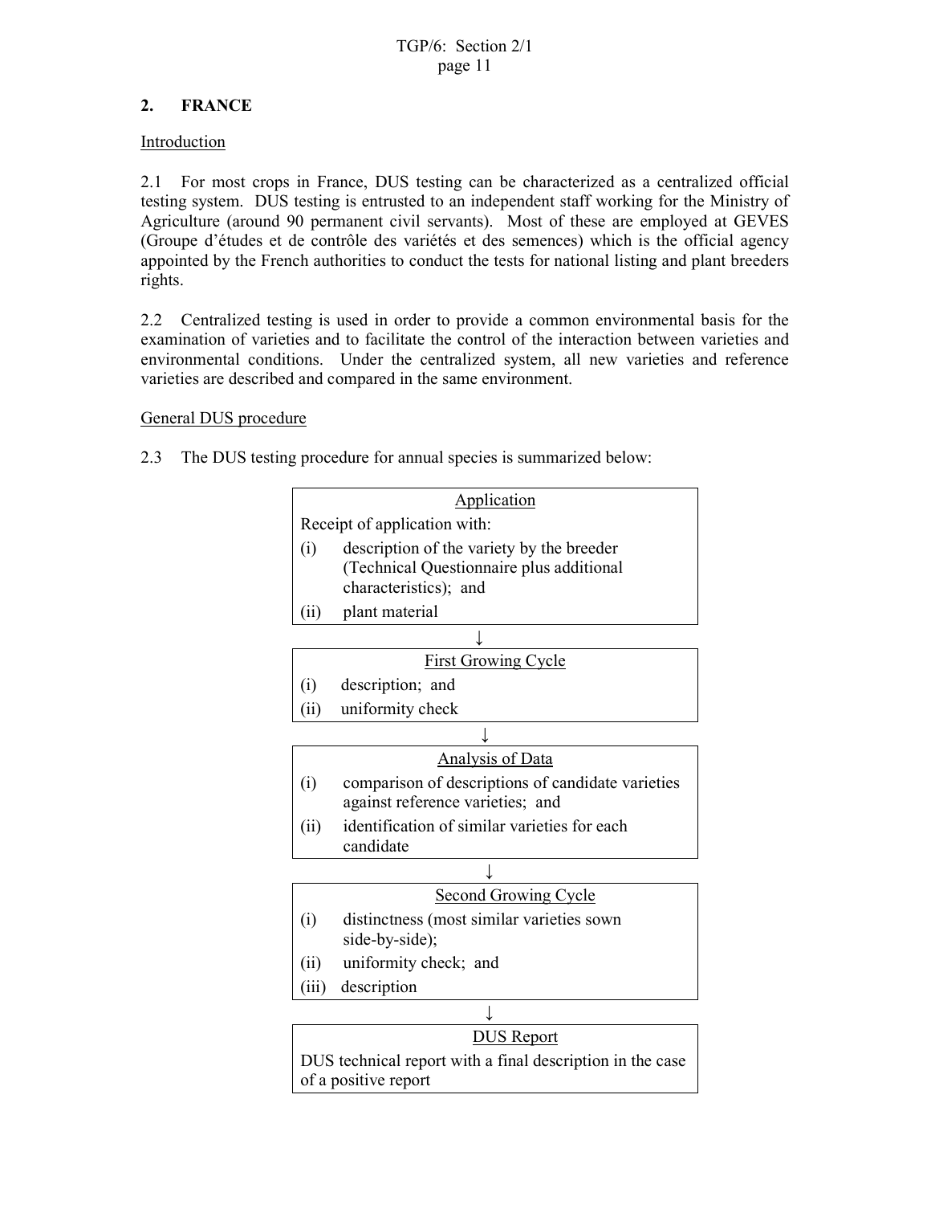## 2. FRANCE

Introduction

2.1 For most crops in France, DUS testing can be characterized as a centralized official testing system. DUS testing is entrusted to an independent staff working for the Ministry of Agriculture (around 90 permanent civil servants). Most of these are employed at GEVES (Groupe d'études et de contrôle des variétés et des semences) which is the official agency appointed by the French authorities to conduct the tests for national listing and plant breeders rights.

2.2 Centralized testing is used in order to provide a common environmental basis for the examination of varieties and to facilitate the control of the interaction between varieties and environmental conditions. Under the centralized system, all new varieties and reference varieties are described and compared in the same environment.

General DUS procedure

2.3 The DUS testing procedure for annual species is summarized below:

| Application |
|---|
| Receipt of application with:<br>(i) description of the variety by the breeder (Technical Questionnaire plus additional characteristics); and<br>(ii) plant material |

↓

| First Growing Cycle |
|---|
| (i) description; and<br>(ii) uniformity check |

↓

| Analysis of Data |
|---|
| (i) comparison of descriptions of candidate varieties against reference varieties; and<br>(ii) identification of similar varieties for each candidate |

↓

| Second Growing Cycle |
|---|
| (i) distinctness (most similar varieties sown side-by-side);<br>(ii) uniformity check; and<br>(iii) description |

↓

| DUS Report |
|---|
| DUS technical report with a final description in the case of a positive report |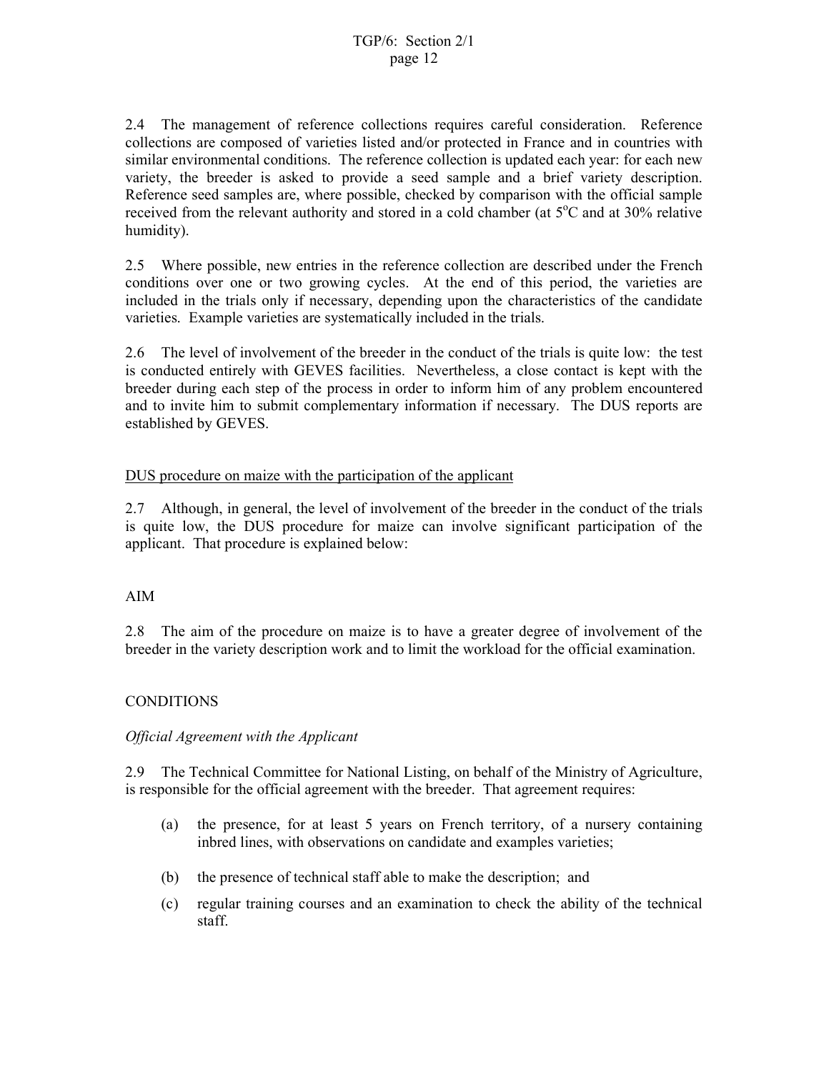2.4 The management of reference collections requires careful consideration. Reference collections are composed of varieties listed and/or protected in France and in countries with similar environmental conditions. The reference collection is updated each year: for each new variety, the breeder is asked to provide a seed sample and a brief variety description. Reference seed samples are, where possible, checked by comparison with the official sample received from the relevant authority and stored in a cold chamber (at 5°C and at 30% relative humidity).

2.5 Where possible, new entries in the reference collection are described under the French conditions over one or two growing cycles. At the end of this period, the varieties are included in the trials only if necessary, depending upon the characteristics of the candidate varieties. Example varieties are systematically included in the trials.

2.6 The level of involvement of the breeder in the conduct of the trials is quite low: the test is conducted entirely with GEVES facilities. Nevertheless, a close contact is kept with the breeder during each step of the process in order to inform him of any problem encountered and to invite him to submit complementary information if necessary. The DUS reports are established by GEVES.

DUS procedure on maize with the participation of the applicant

2.7 Although, in general, the level of involvement of the breeder in the conduct of the trials is quite low, the DUS procedure for maize can involve significant participation of the applicant. That procedure is explained below:

AIM

2.8 The aim of the procedure on maize is to have a greater degree of involvement of the breeder in the variety description work and to limit the workload for the official examination.

CONDITIONS

*Official Agreement with the Applicant*

2.9 The Technical Committee for National Listing, on behalf of the Ministry of Agriculture, is responsible for the official agreement with the breeder. That agreement requires:

(a) the presence, for at least 5 years on French territory, of a nursery containing inbred lines, with observations on candidate and examples varieties;

(b) the presence of technical staff able to make the description; and

(c) regular training courses and an examination to check the ability of the technical staff.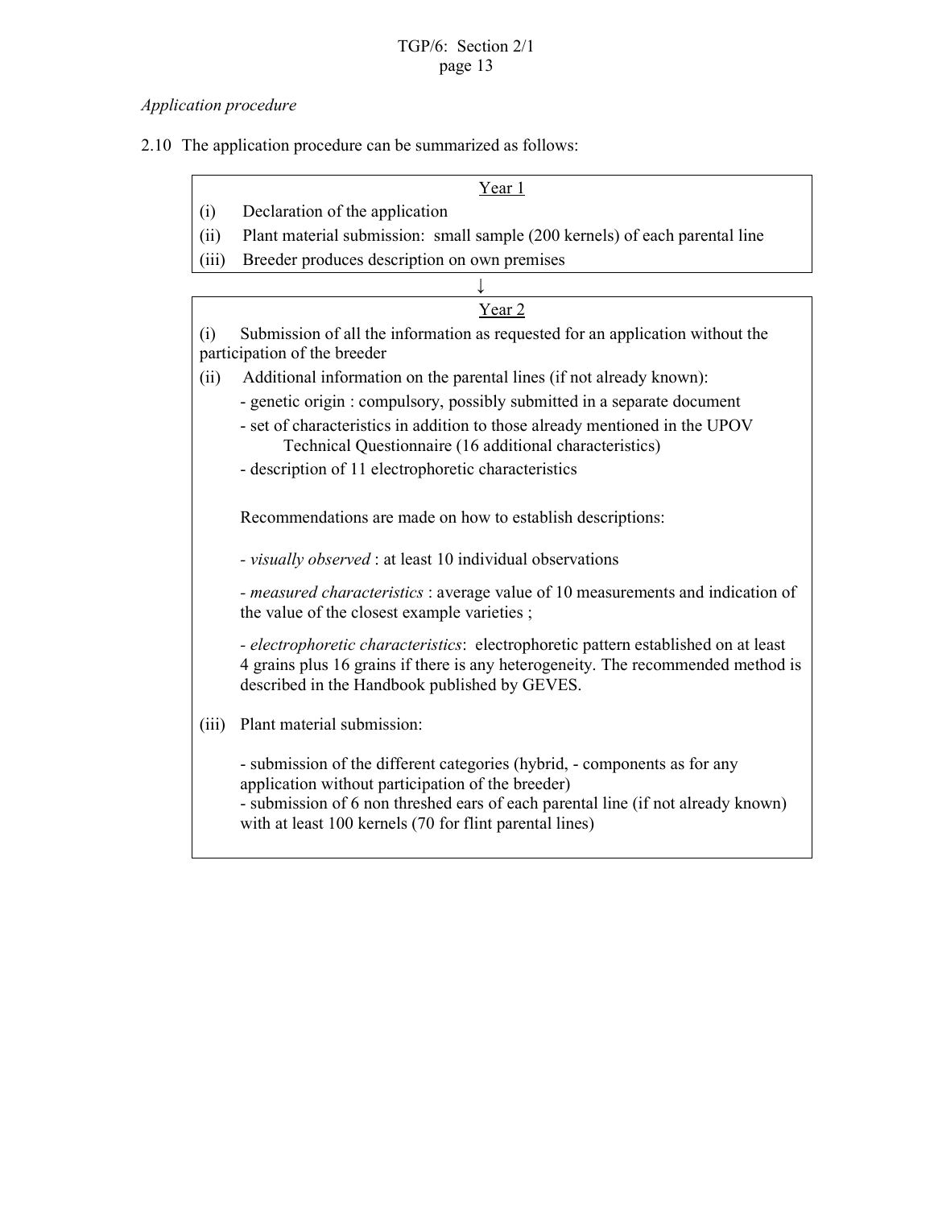*Application procedure*

2.10 The application procedure can be summarized as follows:

<u>Year 1</u>

(i) Declaration of the application

(ii) Plant material submission: small sample (200 kernels) of each parental line

(iii) Breeder produces description on own premises

↓

<u>Year 2</u>

(i) Submission of all the information as requested for an application without the participation of the breeder

(ii) Additional information on the parental lines (if not already known):

- genetic origin : compulsory, possibly submitted in a separate document
- set of characteristics in addition to those already mentioned in the UPOV Technical Questionnaire (16 additional characteristics)
- description of 11 electrophoretic characteristics

Recommendations are made on how to establish descriptions:

- *visually observed* : at least 10 individual observations

- *measured characteristics* : average value of 10 measurements and indication of the value of the closest example varieties ;

- *electrophoretic characteristics*: electrophoretic pattern established on at least 4 grains plus 16 grains if there is any heterogeneity. The recommended method is described in the Handbook published by GEVES.

(iii) Plant material submission:

- submission of the different categories (hybrid, - components as for any application without participation of the breeder)
- submission of 6 non threshed ears of each parental line (if not already known) with at least 100 kernels (70 for flint parental lines)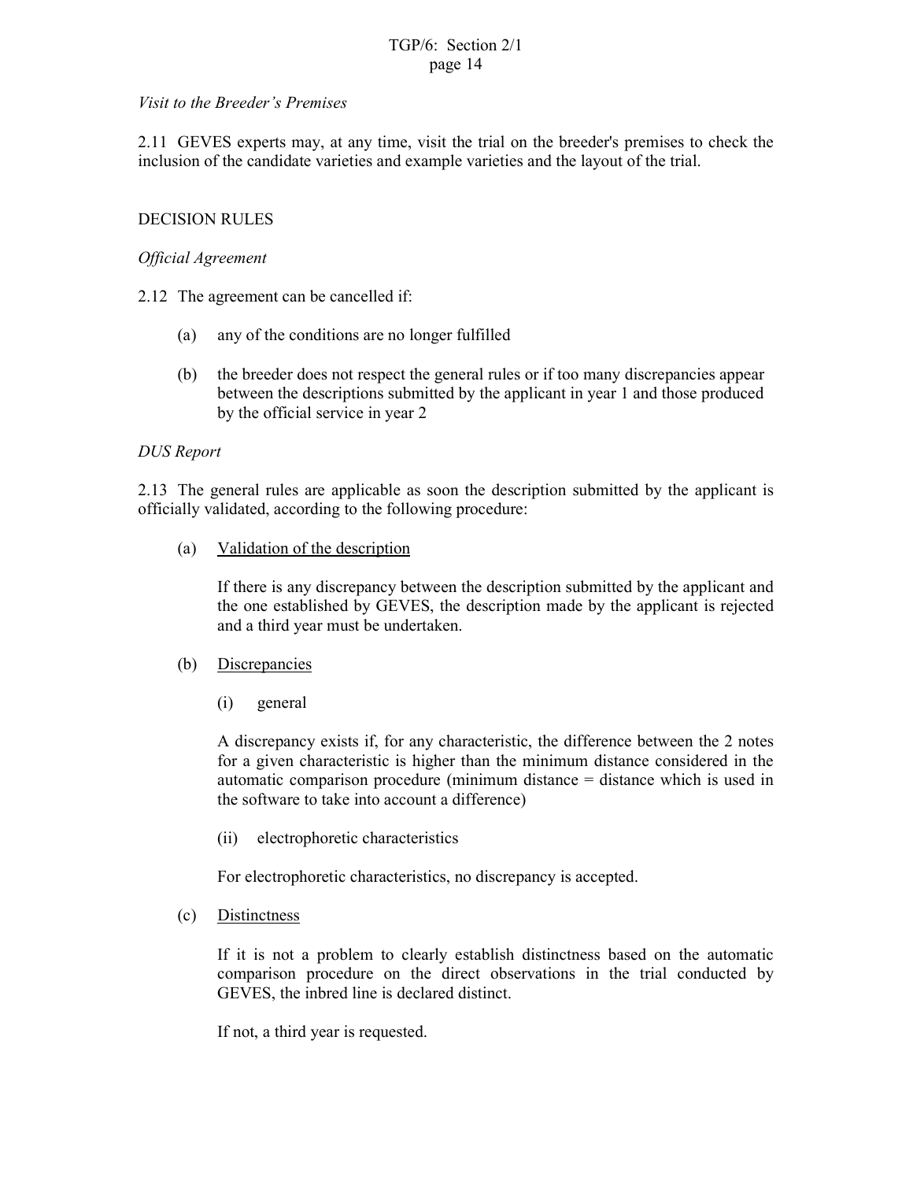*Visit to the Breeder's Premises*

2.11 GEVES experts may, at any time, visit the trial on the breeder's premises to check the inclusion of the candidate varieties and example varieties and the layout of the trial.

DECISION RULES

*Official Agreement*

2.12 The agreement can be cancelled if:

(a) any of the conditions are no longer fulfilled

(b) the breeder does not respect the general rules or if too many discrepancies appear between the descriptions submitted by the applicant in year 1 and those produced by the official service in year 2

*DUS Report*

2.13 The general rules are applicable as soon the description submitted by the applicant is officially validated, according to the following procedure:

(a) Validation of the description

If there is any discrepancy between the description submitted by the applicant and the one established by GEVES, the description made by the applicant is rejected and a third year must be undertaken.

(b) Discrepancies

(i) general

A discrepancy exists if, for any characteristic, the difference between the 2 notes for a given characteristic is higher than the minimum distance considered in the automatic comparison procedure (minimum distance = distance which is used in the software to take into account a difference)

(ii) electrophoretic characteristics

For electrophoretic characteristics, no discrepancy is accepted.

(c) Distinctness

If it is not a problem to clearly establish distinctness based on the automatic comparison procedure on the direct observations in the trial conducted by GEVES, the inbred line is declared distinct.

If not, a third year is requested.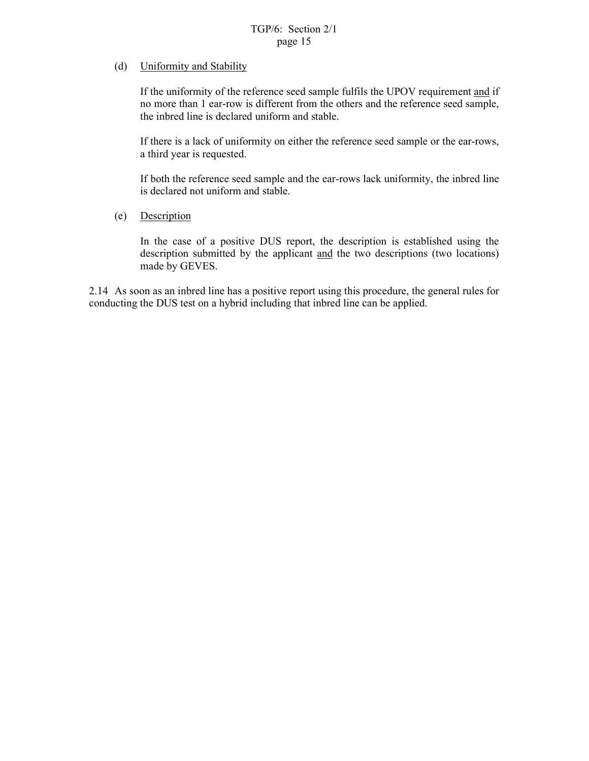(d) Uniformity and Stability

If the uniformity of the reference seed sample fulfils the UPOV requirement and if no more than 1 ear-row is different from the others and the reference seed sample, the inbred line is declared uniform and stable.

If there is a lack of uniformity on either the reference seed sample or the ear-rows, a third year is requested.

If both the reference seed sample and the ear-rows lack uniformity, the inbred line is declared not uniform and stable.

(e) Description

In the case of a positive DUS report, the description is established using the description submitted by the applicant and the two descriptions (two locations) made by GEVES.

2.14 As soon as an inbred line has a positive report using this procedure, the general rules for conducting the DUS test on a hybrid including that inbred line can be applied.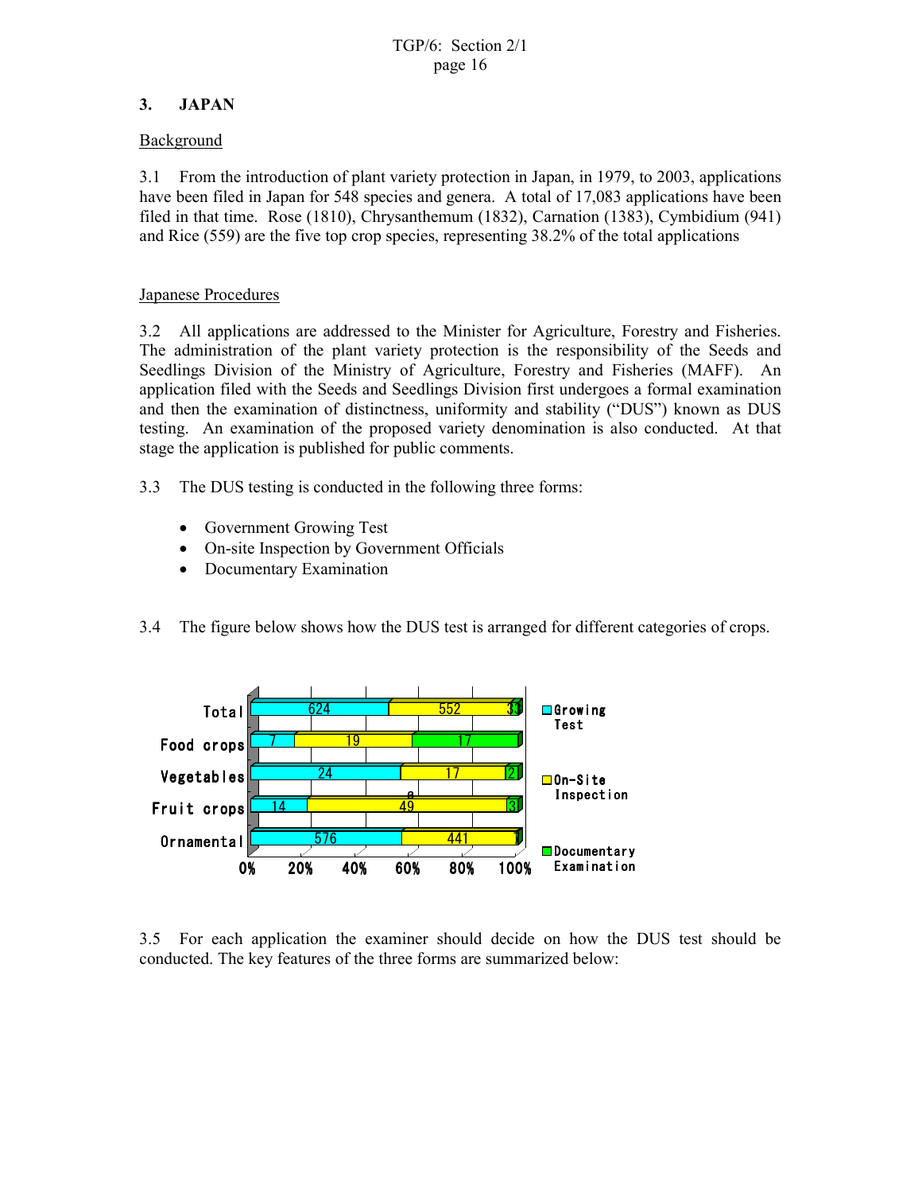## 3. JAPAN

Background

3.1 From the introduction of plant variety protection in Japan, in 1979, to 2003, applications have been filed in Japan for 548 species and genera. A total of 17,083 applications have been filed in that time. Rose (1810), Chrysanthemum (1832), Carnation (1383), Cymbidium (941) and Rice (559) are the five top crop species, representing 38.2% of the total applications

Japanese Procedures

3.2 All applications are addressed to the Minister for Agriculture, Forestry and Fisheries. The administration of the plant variety protection is the responsibility of the Seeds and Seedlings Division of the Ministry of Agriculture, Forestry and Fisheries (MAFF). An application filed with the Seeds and Seedlings Division first undergoes a formal examination and then the examination of distinctness, uniformity and stability ("DUS") known as DUS testing. An examination of the proposed variety denomination is also conducted. At that stage the application is published for public comments.

3.3 The DUS testing is conducted in the following three forms:

- Government Growing Test
- On-site Inspection by Government Officials
- Documentary Examination

3.4 The figure below shows how the DUS test is arranged for different categories of crops.

| | Growing Test | On-Site Inspection | Documentary Examination |
|---|---|---|---|
| Total | 624 | 552 | 33 |
| Food crops | 7 | 19 | 17 |
| Vegetables | 24 | 17 | 2 |
| Fruit crops | 14 | 49 | 3 |
| Ornamental | 576 | 441 | 1 |

3.5 For each application the examiner should decide on how the DUS test should be conducted. The key features of the three forms are summarized below: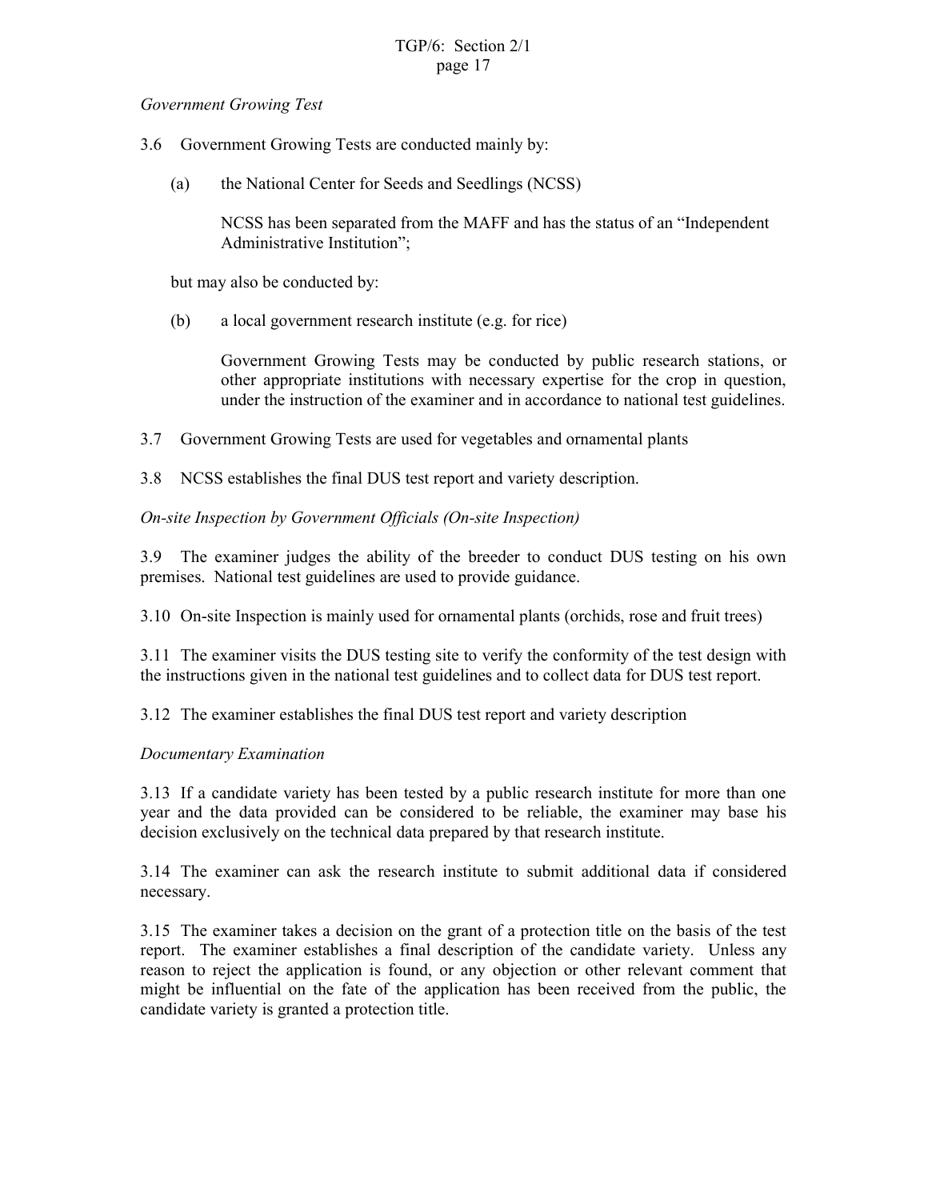*Government Growing Test*

3.6 Government Growing Tests are conducted mainly by:

(a) the National Center for Seeds and Seedlings (NCSS)

NCSS has been separated from the MAFF and has the status of an "Independent Administrative Institution";

but may also be conducted by:

(b) a local government research institute (e.g. for rice)

Government Growing Tests may be conducted by public research stations, or other appropriate institutions with necessary expertise for the crop in question, under the instruction of the examiner and in accordance to national test guidelines.

3.7 Government Growing Tests are used for vegetables and ornamental plants

3.8 NCSS establishes the final DUS test report and variety description.

*On-site Inspection by Government Officials (On-site Inspection)*

3.9 The examiner judges the ability of the breeder to conduct DUS testing on his own premises. National test guidelines are used to provide guidance.

3.10 On-site Inspection is mainly used for ornamental plants (orchids, rose and fruit trees)

3.11 The examiner visits the DUS testing site to verify the conformity of the test design with the instructions given in the national test guidelines and to collect data for DUS test report.

3.12 The examiner establishes the final DUS test report and variety description

*Documentary Examination*

3.13 If a candidate variety has been tested by a public research institute for more than one year and the data provided can be considered to be reliable, the examiner may base his decision exclusively on the technical data prepared by that research institute.

3.14 The examiner can ask the research institute to submit additional data if considered necessary.

3.15 The examiner takes a decision on the grant of a protection title on the basis of the test report. The examiner establishes a final description of the candidate variety. Unless any reason to reject the application is found, or any objection or other relevant comment that might be influential on the fate of the application has been received from the public, the candidate variety is granted a protection title.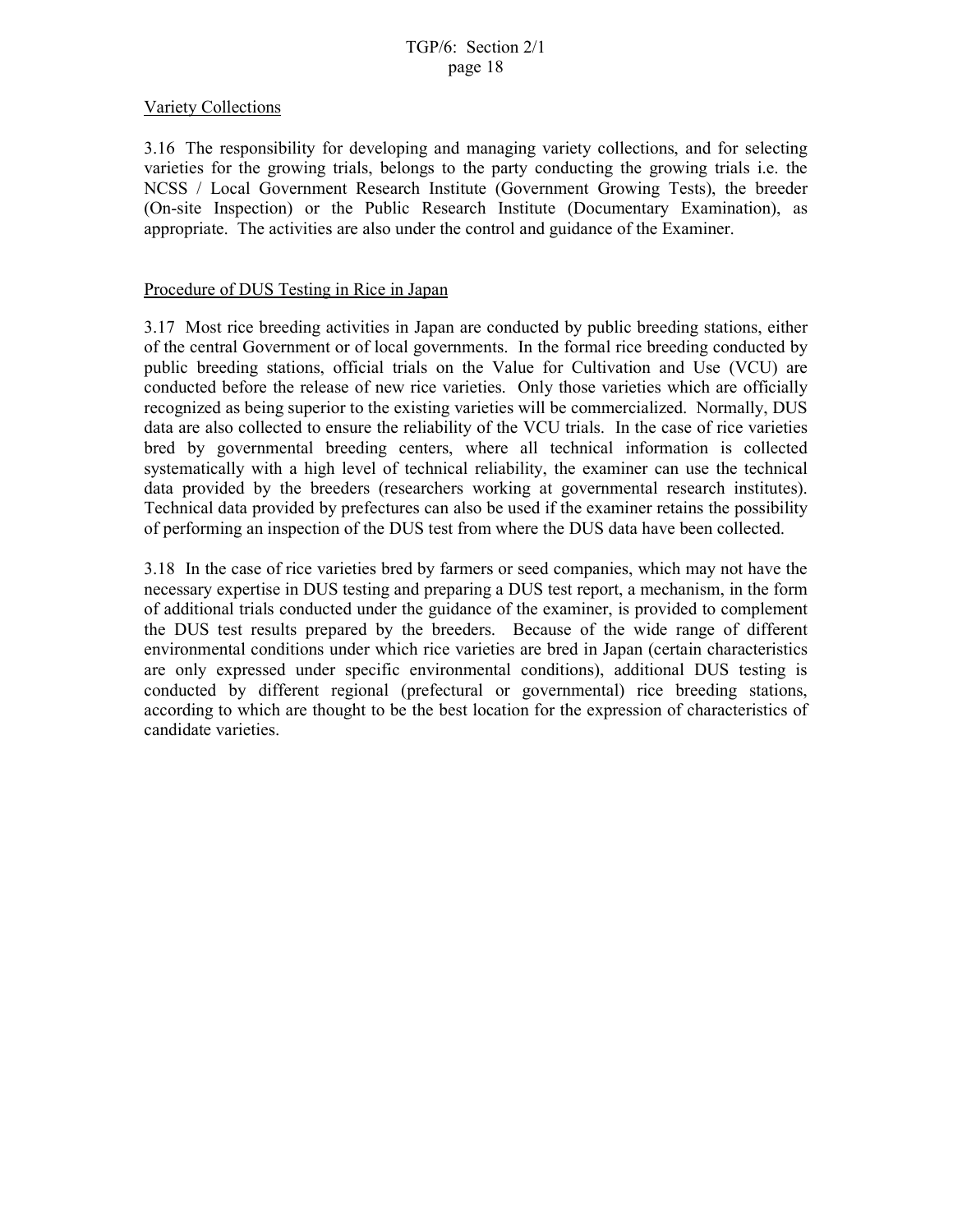Variety Collections

3.16 The responsibility for developing and managing variety collections, and for selecting varieties for the growing trials, belongs to the party conducting the growing trials i.e. the NCSS / Local Government Research Institute (Government Growing Tests), the breeder (On-site Inspection) or the Public Research Institute (Documentary Examination), as appropriate. The activities are also under the control and guidance of the Examiner.

Procedure of DUS Testing in Rice in Japan

3.17 Most rice breeding activities in Japan are conducted by public breeding stations, either of the central Government or of local governments. In the formal rice breeding conducted by public breeding stations, official trials on the Value for Cultivation and Use (VCU) are conducted before the release of new rice varieties. Only those varieties which are officially recognized as being superior to the existing varieties will be commercialized. Normally, DUS data are also collected to ensure the reliability of the VCU trials. In the case of rice varieties bred by governmental breeding centers, where all technical information is collected systematically with a high level of technical reliability, the examiner can use the technical data provided by the breeders (researchers working at governmental research institutes). Technical data provided by prefectures can also be used if the examiner retains the possibility of performing an inspection of the DUS test from where the DUS data have been collected.

3.18 In the case of rice varieties bred by farmers or seed companies, which may not have the necessary expertise in DUS testing and preparing a DUS test report, a mechanism, in the form of additional trials conducted under the guidance of the examiner, is provided to complement the DUS test results prepared by the breeders. Because of the wide range of different environmental conditions under which rice varieties are bred in Japan (certain characteristics are only expressed under specific environmental conditions), additional DUS testing is conducted by different regional (prefectural or governmental) rice breeding stations, according to which are thought to be the best location for the expression of characteristics of candidate varieties.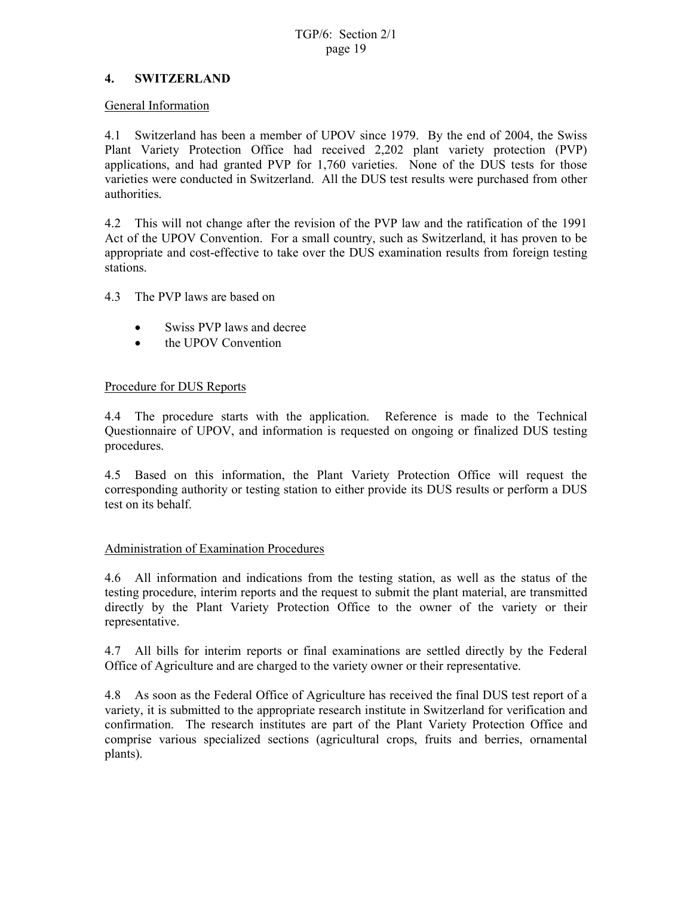## 4. SWITZERLAND

General Information

4.1 Switzerland has been a member of UPOV since 1979. By the end of 2004, the Swiss Plant Variety Protection Office had received 2,202 plant variety protection (PVP) applications, and had granted PVP for 1,760 varieties. None of the DUS tests for those varieties were conducted in Switzerland. All the DUS test results were purchased from other authorities.

4.2 This will not change after the revision of the PVP law and the ratification of the 1991 Act of the UPOV Convention. For a small country, such as Switzerland, it has proven to be appropriate and cost-effective to take over the DUS examination results from foreign testing stations.

4.3 The PVP laws are based on

- Swiss PVP laws and decree
- the UPOV Convention

Procedure for DUS Reports

4.4 The procedure starts with the application. Reference is made to the Technical Questionnaire of UPOV, and information is requested on ongoing or finalized DUS testing procedures.

4.5 Based on this information, the Plant Variety Protection Office will request the corresponding authority or testing station to either provide its DUS results or perform a DUS test on its behalf.

Administration of Examination Procedures

4.6 All information and indications from the testing station, as well as the status of the testing procedure, interim reports and the request to submit the plant material, are transmitted directly by the Plant Variety Protection Office to the owner of the variety or their representative.

4.7 All bills for interim reports or final examinations are settled directly by the Federal Office of Agriculture and are charged to the variety owner or their representative.

4.8 As soon as the Federal Office of Agriculture has received the final DUS test report of a variety, it is submitted to the appropriate research institute in Switzerland for verification and confirmation. The research institutes are part of the Plant Variety Protection Office and comprise various specialized sections (agricultural crops, fruits and berries, ornamental plants).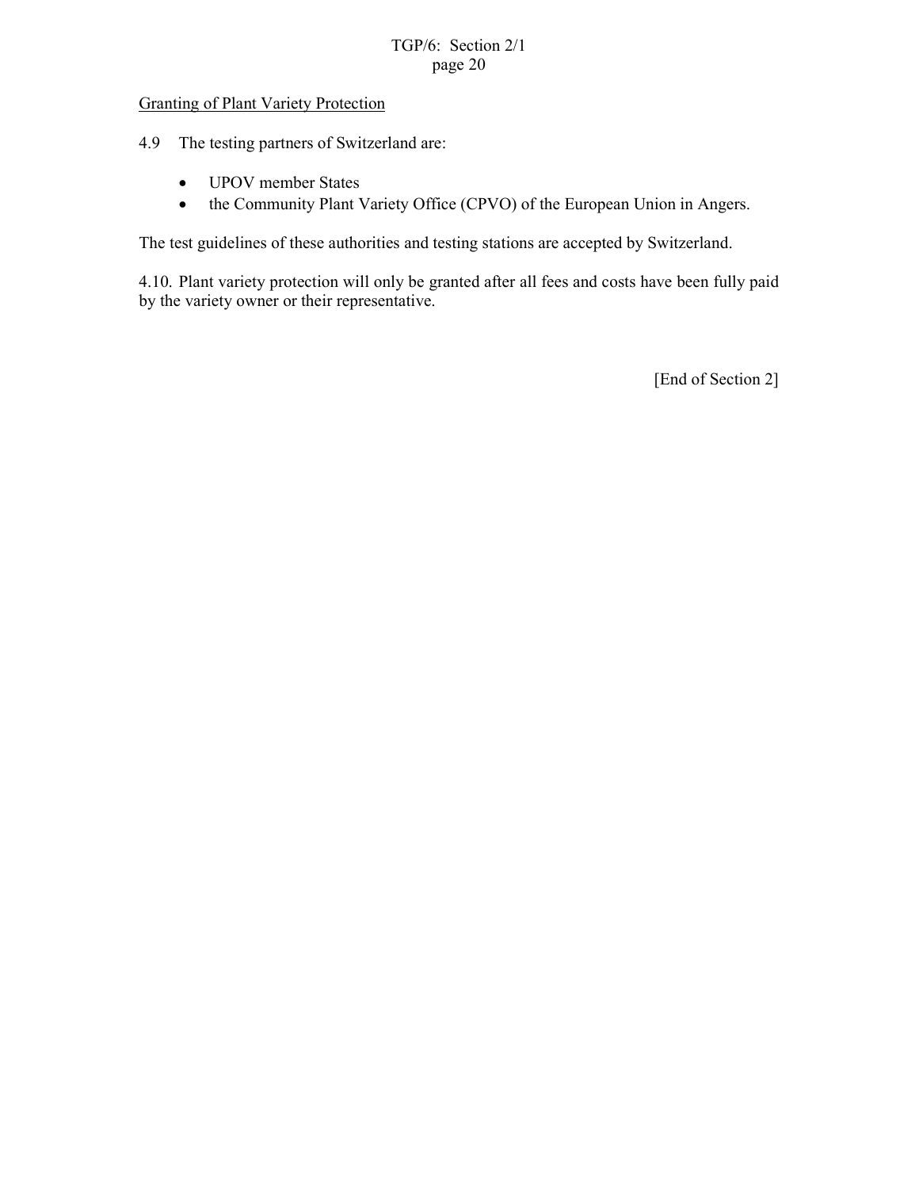Granting of Plant Variety Protection

4.9 The testing partners of Switzerland are:

- UPOV member States
- the Community Plant Variety Office (CPVO) of the European Union in Angers.

The test guidelines of these authorities and testing stations are accepted by Switzerland.

4.10. Plant variety protection will only be granted after all fees and costs have been fully paid by the variety owner or their representative.

[End of Section 2]